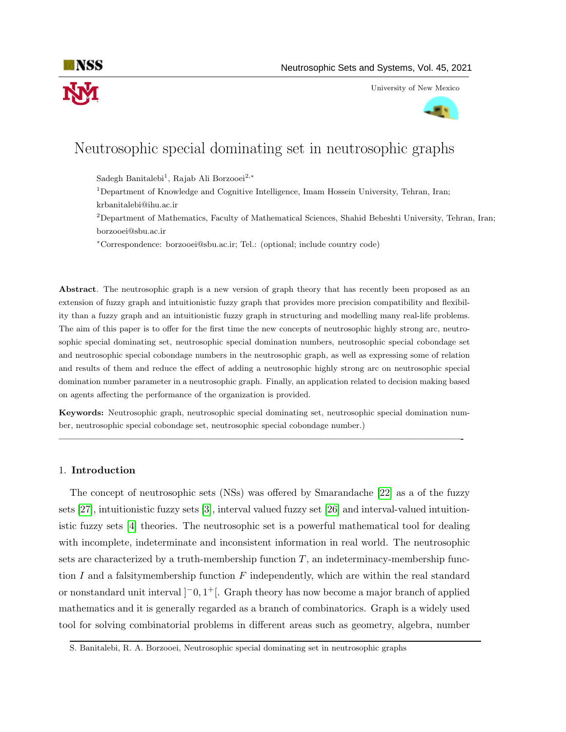# Neutrosophic special dominating set in neutrosophic graphs

Sadegh Banitalebi[1], Rajab Ali Borzooei[2,*]

[1]Department of Knowledge and Cognitive Intelligence, Imam Hossein University, Tehran, Iran; krbanitalebi@ihu.ac.ir

[2]Department of Mathematics, Faculty of Mathematical Sciences, Shahid Beheshti University, Tehran, Iran; borzooei@sbu.ac.ir

*Correspondence: borzooei@sbu.ac.ir; Tel.: (optional; include country code)

**Abstract**. The neutrosophic graph is a new version of graph theory that has recently been proposed as an extension of fuzzy graph and intuitionistic fuzzy graph that provides more precision compatibility and flexibility than a fuzzy graph and an intuitionistic fuzzy graph in structuring and modelling many real-life problems. The aim of this paper is to offer for the first time the new concepts of neutrosophic highly strong arc, neutrosophic special dominating set, neutrosophic special domination numbers, neutrosophic special cobondage set and neutrosophic special cobondage numbers in the neutrosophic graph, as well as expressing some of relation and results of them and reduce the effect of adding a neutrosophic highly strong arc on neutrosophic special domination number parameter in a neutrosophic graph. Finally, an application related to decision making based on agents affecting the performance of the organization is provided.

**Keywords:** Neutrosophic graph, neutrosophic special dominating set, neutrosophic special domination number, neutrosophic special cobondage set, neutrosophic special cobondage number.)

---

## 1. Introduction

The concept of neutrosophic sets (NSs) was offered by Smarandache [22] as a of the fuzzy sets [27], intuitionistic fuzzy sets [3], interval valued fuzzy set [26] and interval-valued intuitionistic fuzzy sets [4] theories. The neutrosophic set is a powerful mathematical tool for dealing with incomplete, indeterminate and inconsistent information in real world. The neutrosophic sets are characterized by a truth-membership function $T$, an indeterminacy-membership function $I$ and a falsitymembership function $F$ independently, which are within the real standard or nonstandard unit interval $]^{-}0, 1^{+}[$. Graph theory has now become a major branch of applied mathematics and it is generally regarded as a branch of combinatorics. Graph is a widely used tool for solving combinatorial problems in different areas such as geometry, algebra, number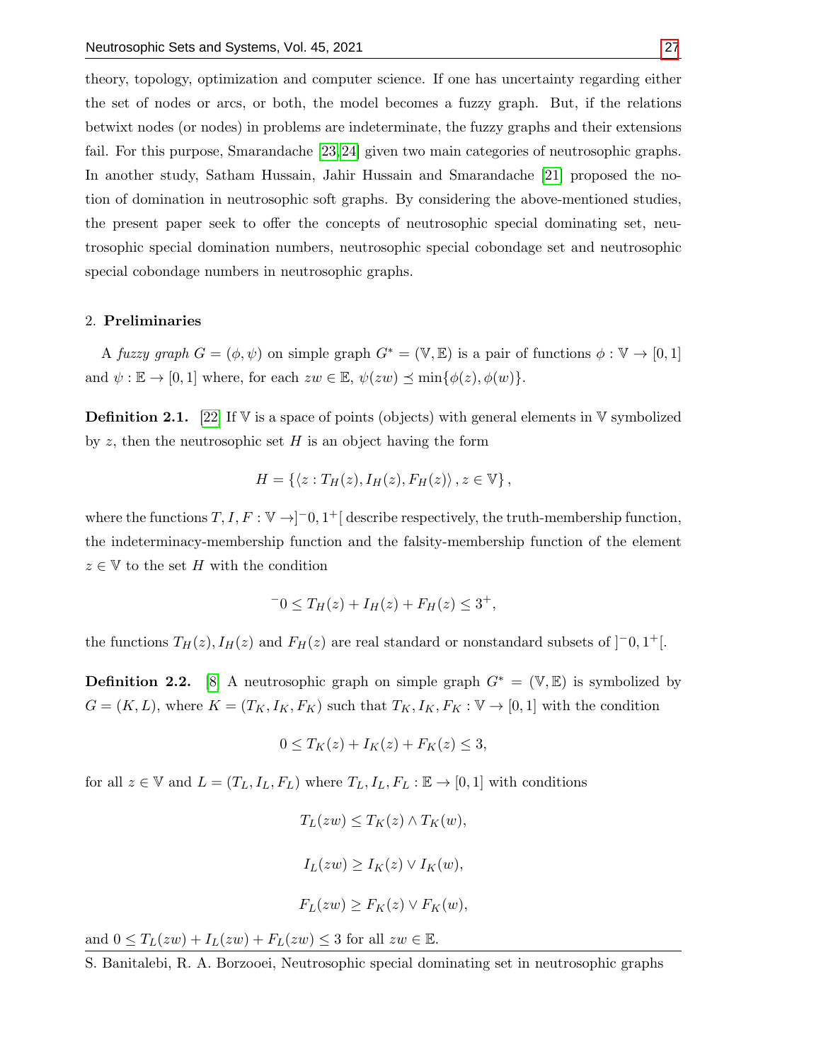theory, topology, optimization and computer science. If one has uncertainty regarding either the set of nodes or arcs, or both, the model becomes a fuzzy graph. But, if the relations betwixt nodes (or nodes) in problems are indeterminate, the fuzzy graphs and their extensions fail. For this purpose, Smarandache [23, 24] given two main categories of neutrosophic graphs. In another study, Satham Hussain, Jahir Hussain and Smarandache [21] proposed the notion of domination in neutrosophic soft graphs. By considering the above-mentioned studies, the present paper seek to offer the concepts of neutrosophic special dominating set, neutrosophic special domination numbers, neutrosophic special cobondage set and neutrosophic special cobondage numbers in neutrosophic graphs.

## 2. Preliminaries

A *fuzzy graph* $G = (\phi, \psi)$ on simple graph $G^* = (\mathbb{V}, \mathbb{E})$ is a pair of functions $\phi : \mathbb{V} \to [0, 1]$ and $\psi : \mathbb{E} \to [0, 1]$ where, for each $zw \in \mathbb{E}$, $\psi(zw) \preceq \min\{\phi(z), \phi(w)\}$.

**Definition 2.1.** [22] If $\mathbb{V}$ is a space of points (objects) with general elements in $\mathbb{V}$ symbolized by $z$, then the neutrosophic set $H$ is an object having the form

$$H = \{\langle z : T_H(z), I_H(z), F_H(z)\rangle, z \in \mathbb{V}\},$$

where the functions $T, I, F : \mathbb{V} \to ]^{-}0, 1^{+}[$ describe respectively, the truth-membership function, the indeterminacy-membership function and the falsity-membership function of the element $z \in \mathbb{V}$ to the set $H$ with the condition

$$^{-}0 \leq T_H(z) + I_H(z) + F_H(z) \leq 3^{+},$$

the functions $T_H(z), I_H(z)$ and $F_H(z)$ are real standard or nonstandard subsets of $]^{-}0, 1^{+}[$.

**Definition 2.2.** [8] A neutrosophic graph on simple graph $G^* = (\mathbb{V}, \mathbb{E})$ is symbolized by $G = (K, L)$, where $K = (T_K, I_K, F_K)$ such that $T_K, I_K, F_K : \mathbb{V} \to [0, 1]$ with the condition

$$0 \leq T_K(z) + I_K(z) + F_K(z) \leq 3,$$

for all $z \in \mathbb{V}$ and $L = (T_L, I_L, F_L)$ where $T_L, I_L, F_L : \mathbb{E} \to [0, 1]$ with conditions

$$T_L(zw) \leq T_K(z) \wedge T_K(w),$$

$$I_L(zw) \geq I_K(z) \vee I_K(w),$$

$$F_L(zw) \geq F_K(z) \vee F_K(w),$$

and $0 \leq T_L(zw) + I_L(zw) + F_L(zw) \leq 3$ for all $zw \in \mathbb{E}$.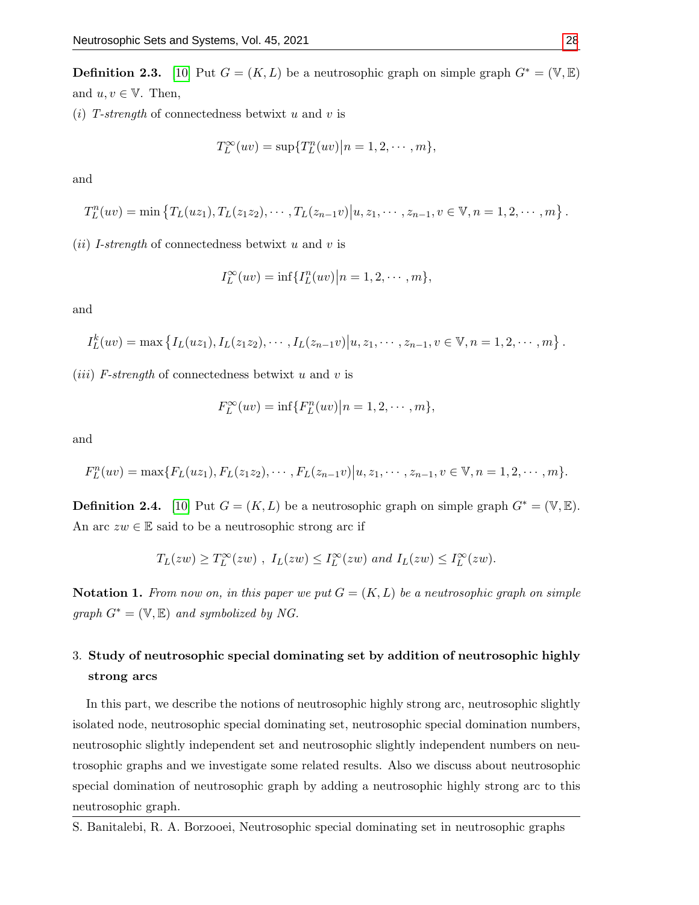**Definition 2.3.** [10] Put $G = (K, L)$ be a neutrosophic graph on simple graph $G^* = (\mathbb{V}, \mathbb{E})$ and $u, v \in \mathbb{V}$. Then,

$(i)$ *T-strength* of connectedness betwixt $u$ and $v$ is

$$T_L^{\infty}(uv) = \sup\{T_L^n(uv)\big| n = 1, 2, \cdots, m\},$$

and

$$T_L^n(uv) = \min\left\{T_L(uz_1), T_L(z_1z_2), \cdots, T_L(z_{n-1}v)\big| u, z_1, \cdots, z_{n-1}, v \in \mathbb{V}, n = 1, 2, \cdots, m\right\}.$$

$(ii)$ *I-strength* of connectedness betwixt $u$ and $v$ is

$$I_L^{\infty}(uv) = \inf\{I_L^n(uv)\big| n = 1, 2, \cdots, m\},$$

and

$$I_L^k(uv) = \max\left\{I_L(uz_1), I_L(z_1z_2), \cdots, I_L(z_{n-1}v)\big| u, z_1, \cdots, z_{n-1}, v \in \mathbb{V}, n = 1, 2, \cdots, m\right\}.$$

$(iii)$ *F-strength* of connectedness betwixt $u$ and $v$ is

$$F_L^{\infty}(uv) = \inf\{F_L^n(uv)\big| n = 1, 2, \cdots, m\},$$

and

$$F_L^n(uv) = \max\{F_L(uz_1), F_L(z_1z_2), \cdots, F_L(z_{n-1}v)\big| u, z_1, \cdots, z_{n-1}, v \in \mathbb{V}, n = 1, 2, \cdots, m\}.$$

**Definition 2.4.** [10] Put $G = (K, L)$ be a neutrosophic graph on simple graph $G^* = (\mathbb{V}, \mathbb{E})$. An arc $zw \in \mathbb{E}$ said to be a neutrosophic strong arc if

$$T_L(zw) \geq T_L^{\infty}(zw)\ ,\ I_L(zw) \leq I_L^{\infty}(zw) \textit{ and } I_L(zw) \leq I_L^{\infty}(zw).$$

**Notation 1.** *From now on, in this paper we put $G = (K, L)$ be a neutrosophic graph on simple graph $G^* = (\mathbb{V}, \mathbb{E})$ and symbolized by NG.*

## 3. Study of neutrosophic special dominating set by addition of neutrosophic highly strong arcs

In this part, we describe the notions of neutrosophic highly strong arc, neutrosophic slightly isolated node, neutrosophic special dominating set, neutrosophic special domination numbers, neutrosophic slightly independent set and neutrosophic slightly independent numbers on neutrosophic graphs and we investigate some related results. Also we discuss about neutrosophic special domination of neutrosophic graph by adding a neutrosophic highly strong arc to this neutrosophic graph.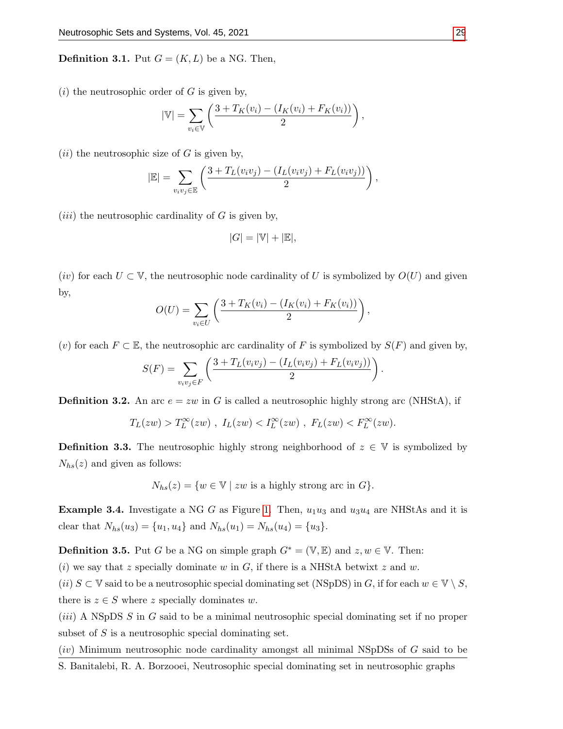**Definition 3.1.** Put $G = (K, L)$ be a NG. Then,

$(i)$ the neutrosophic order of $G$ is given by,

$$|\mathbb{V}| = \sum_{v_i \in \mathbb{V}} \left( \frac{3 + T_K(v_i) - (I_K(v_i) + F_K(v_i))}{2} \right),$$

$(ii)$ the neutrosophic size of $G$ is given by,

$$|\mathbb{E}| = \sum_{v_i v_j \in \mathbb{E}} \left( \frac{3 + T_L(v_i v_j) - (I_L(v_i v_j) + F_L(v_i v_j))}{2} \right),$$

$(iii)$ the neutrosophic cardinality of $G$ is given by,

$$|G| = |\mathbb{V}| + |\mathbb{E}|,$$

$(iv)$ for each $U \subset \mathbb{V}$, the neutrosophic node cardinality of $U$ is symbolized by $O(U)$ and given by,

$$O(U) = \sum_{v_i \in U} \left( \frac{3 + T_K(v_i) - (I_K(v_i) + F_K(v_i))}{2} \right),$$

$(v)$ for each $F \subset \mathbb{E}$, the neutrosophic arc cardinality of $F$ is symbolized by $S(F)$ and given by,

$$S(F) = \sum_{v_i v_j \in F} \left( \frac{3 + T_L(v_i v_j) - (I_L(v_i v_j) + F_L(v_i v_j))}{2} \right).$$

**Definition 3.2.** An arc $e = zw$ in $G$ is called a neutrosophic highly strong arc (NHStA), if

$$T_L(zw) > T_L^{\infty}(zw)\ ,\ I_L(zw) < I_L^{\infty}(zw)\ ,\ F_L(zw) < F_L^{\infty}(zw).$$

**Definition 3.3.** The neutrosophic highly strong neighborhood of $z \in \mathbb{V}$ is symbolized by $N_{hs}(z)$ and given as follows:

$$N_{hs}(z) = \{w \in \mathbb{V} \mid zw \text{ is a highly strong arc in } G\}.$$

**Example 3.4.** Investigate a NG $G$ as Figure 1. Then, $u_1u_3$ and $u_3u_4$ are NHStAs and it is clear that $N_{hs}(u_3) = \{u_1, u_4\}$ and $N_{hs}(u_1) = N_{hs}(u_4) = \{u_3\}$.

**Definition 3.5.** Put $G$ be a NG on simple graph $G^* = (\mathbb{V}, \mathbb{E})$ and $z, w \in \mathbb{V}$. Then:

$(i)$ we say that $z$ specially dominate $w$ in $G$, if there is a NHStA betwixt $z$ and $w$.

$(ii)$ $S \subset \mathbb{V}$ said to be a neutrosophic special dominating set (NSpDS) in $G$, if for each $w \in \mathbb{V} \setminus S$, there is $z \in S$ where $z$ specially dominates $w$.

$(iii)$ A NSpDS $S$ in $G$ said to be a minimal neutrosophic special dominating set if no proper subset of $S$ is a neutrosophic special dominating set.

$(iv)$ Minimum neutrosophic node cardinality amongst all minimal NSpDSs of $G$ said to be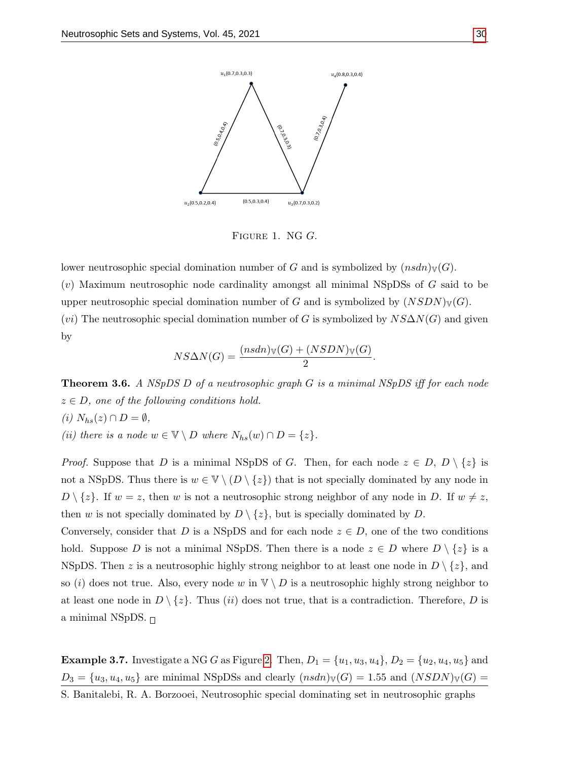FIGURE 1. NG $G$.

lower neutrosophic special domination number of $G$ and is symbolized by $(nsdn)_{\mathbb{V}}(G)$.
$(v)$ Maximum neutrosophic node cardinality amongst all minimal NSpDSs of $G$ said to be upper neutrosophic special domination number of $G$ and is symbolized by $(NSDN)_{\mathbb{V}}(G)$.
$(vi)$ The neutrosophic special domination number of $G$ is symbolized by $NS\Delta N(G)$ and given by

$$NS\Delta N(G) = \frac{(nsdn)_{\mathbb{V}}(G) + (NSDN)_{\mathbb{V}}(G)}{2}.$$

**Theorem 3.6.** *A NSpDS $D$ of a neutrosophic graph $G$ is a minimal NSpDS iff for each node $z \in D$, one of the following conditions hold.*
*(i) $N_{hs}(z) \cap D = \emptyset$,*
*(ii) there is a node $w \in \mathbb{V} \setminus D$ where $N_{hs}(w) \cap D = \{z\}$.*

*Proof.* Suppose that $D$ is a minimal NSpDS of $G$. Then, for each node $z \in D$, $D \setminus \{z\}$ is not a NSpDS. Thus there is $w \in \mathbb{V} \setminus (D \setminus \{z\})$ that is not specially dominated by any node in $D \setminus \{z\}$. If $w = z$, then $w$ is not a neutrosophic strong neighbor of any node in $D$. If $w \neq z$, then $w$ is not specially dominated by $D \setminus \{z\}$, but is specially dominated by $D$.
Conversely, consider that $D$ is a NSpDS and for each node $z \in D$, one of the two conditions hold. Suppose $D$ is not a minimal NSpDS. Then there is a node $z \in D$ where $D \setminus \{z\}$ is a NSpDS. Then $z$ is a neutrosophic highly strong neighbor to at least one node in $D \setminus \{z\}$, and so $(i)$ does not true. Also, every node $w$ in $\mathbb{V} \setminus D$ is a neutrosophic highly strong neighbor to at least one node in $D \setminus \{z\}$. Thus $(ii)$ does not true, that is a contradiction. Therefore, $D$ is a minimal NSpDS. □

**Example 3.7.** Investigate a NG $G$ as Figure 2. Then, $D_1 = \{u_1, u_3, u_4\}$, $D_2 = \{u_2, u_4, u_5\}$ and $D_3 = \{u_3, u_4, u_5\}$ are minimal NSpDSs and clearly $(nsdn)_{\mathbb{V}}(G) = 1.55$ and $(NSDN)_{\mathbb{V}}(G) =$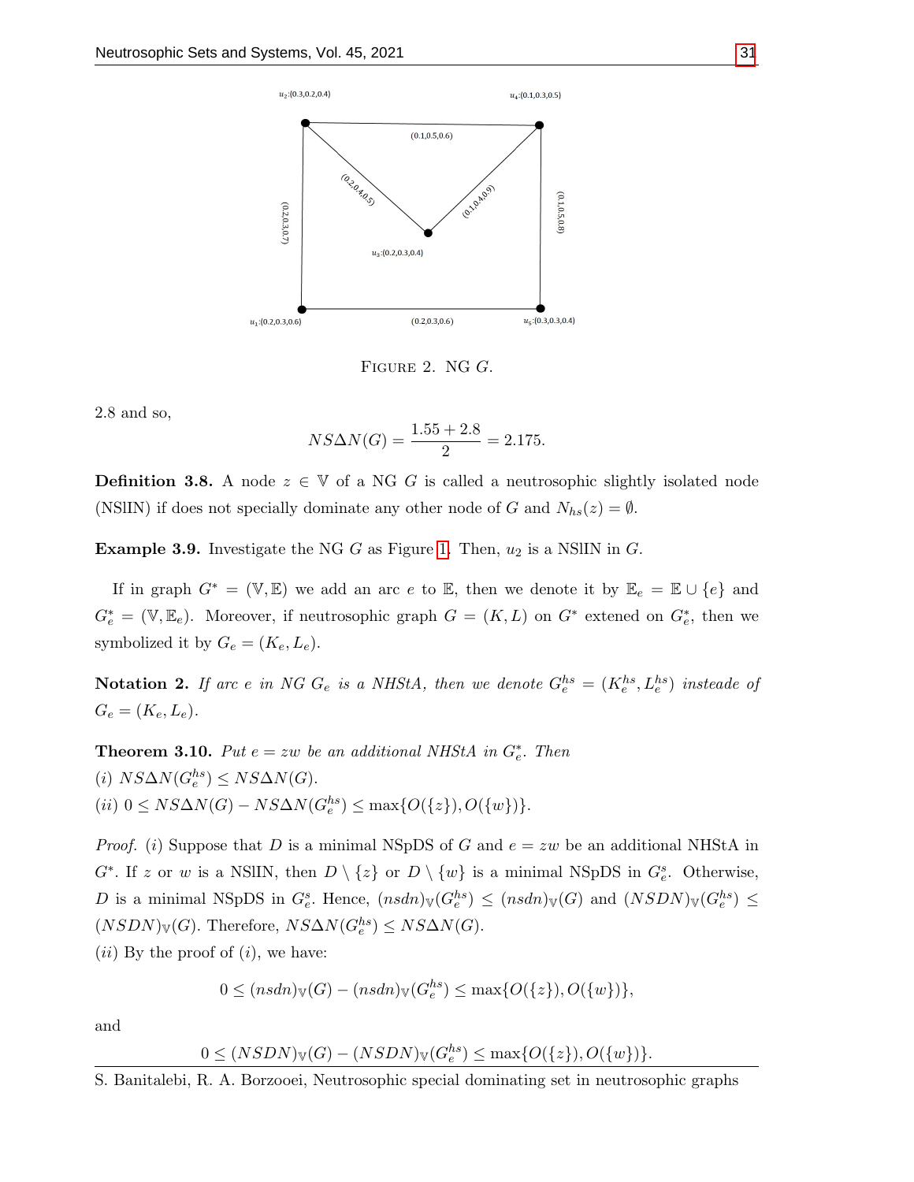FIGURE 2. NG $G$.

2.8 and so,

$$NS\Delta N(G) = \frac{1.55 + 2.8}{2} = 2.175.$$

**Definition 3.8.** A node $z \in \mathbb{V}$ of a NG $G$ is called a neutrosophic slightly isolated node (NSlIN) if does not specially dominate any other node of $G$ and $N_{hs}(z) = \emptyset$.

**Example 3.9.** Investigate the NG $G$ as Figure 1. Then, $u_2$ is a NSlIN in $G$.

If in graph $G^* = (\mathbb{V}, \mathbb{E})$ we add an arc $e$ to $\mathbb{E}$, then we denote it by $\mathbb{E}_e = \mathbb{E} \cup \{e\}$ and $G^*_e = (\mathbb{V}, \mathbb{E}_e)$. Moreover, if neutrosophic graph $G = (K, L)$ on $G^*$ extened on $G^*_e$, then we symbolized it by $G_e = (K_e, L_e)$.

**Notation 2.** *If arc $e$ in NG $G_e$ is a NHStA, then we denote $G^{hs}_e = (K^{hs}_e, L^{hs}_e)$ insteade of $G_e = (K_e, L_e)$.*

**Theorem 3.10.** *Put $e = zw$ be an additional NHStA in $G^*_e$. Then*
*(i) $NS\Delta N(G^{hs}_e) \leq NS\Delta N(G)$.*
*(ii) $0 \leq NS\Delta N(G) - NS\Delta N(G^{hs}_e) \leq \max\{O(\{z\}), O(\{w\})\}$.*

*Proof.* (i) Suppose that $D$ is a minimal NSpDS of $G$ and $e = zw$ be an additional NHStA in $G^*$. If $z$ or $w$ is a NSlIN, then $D \setminus \{z\}$ or $D \setminus \{w\}$ is a minimal NSpDS in $G^s_e$. Otherwise, $D$ is a minimal NSpDS in $G^s_e$. Hence, $(nsdn)_{\mathbb{V}}(G^{hs}_e) \leq (nsdn)_{\mathbb{V}}(G)$ and $(NSDN)_{\mathbb{V}}(G^{hs}_e) \leq (NSDN)_{\mathbb{V}}(G)$. Therefore, $NS\Delta N(G^{hs}_e) \leq NS\Delta N(G)$.
(ii) By the proof of (i), we have:

$$0 \leq (nsdn)_{\mathbb{V}}(G) - (nsdn)_{\mathbb{V}}(G^{hs}_e) \leq \max\{O(\{z\}), O(\{w\})\},$$

and

$$0 \leq (NSDN)_{\mathbb{V}}(G) - (NSDN)_{\mathbb{V}}(G^{hs}_e) \leq \max\{O(\{z\}), O(\{w\})\}.$$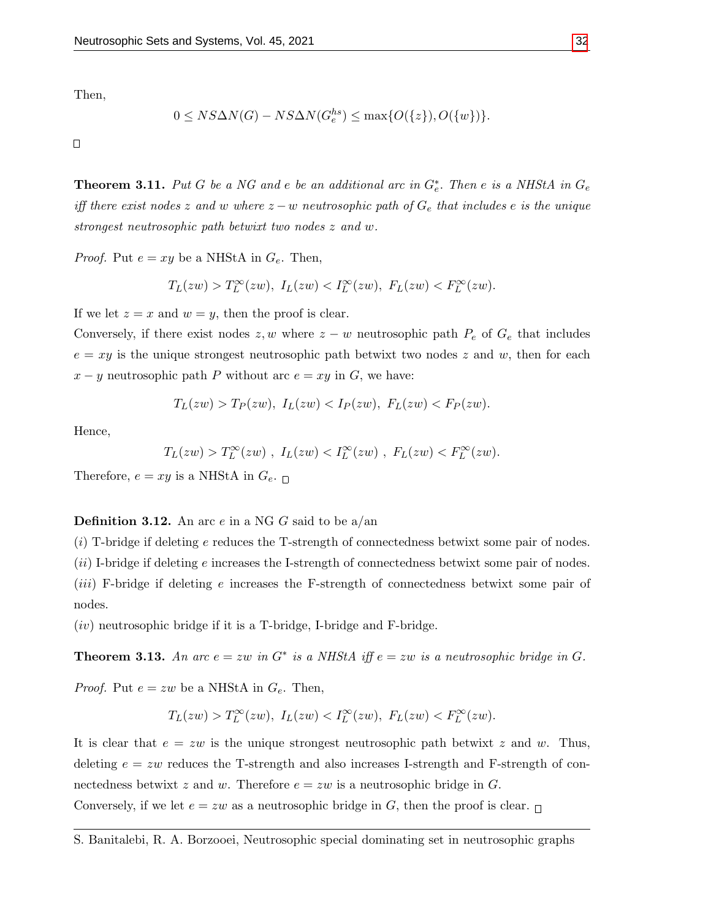Then,

$$0 \leq NS\Delta N(G) - NS\Delta N(G_e^{hs}) \leq \max\{O(\{z\}), O(\{w\})\}.$$

□

**Theorem 3.11.** *Put $G$ be a NG and $e$ be an additional arc in $G_e^*$. Then $e$ is a NHStA in $G_e$ iff there exist nodes $z$ and $w$ where $z - w$ neutrosophic path of $G_e$ that includes $e$ is the unique strongest neutrosophic path betwixt two nodes $z$ and $w$.*

*Proof.* Put $e = xy$ be a NHStA in $G_e$. Then,

$$T_L(zw) > T_L^\infty(zw),\ I_L(zw) < I_L^\infty(zw),\ F_L(zw) < F_L^\infty(zw).$$

If we let $z = x$ and $w = y$, then the proof is clear.
Conversely, if there exist nodes $z, w$ where $z - w$ neutrosophic path $P_e$ of $G_e$ that includes $e = xy$ is the unique strongest neutrosophic path betwixt two nodes $z$ and $w$, then for each $x - y$ neutrosophic path $P$ without arc $e = xy$ in $G$, we have:

$$T_L(zw) > T_P(zw),\ I_L(zw) < I_P(zw),\ F_L(zw) < F_P(zw).$$

Hence,

$$T_L(zw) > T_L^\infty(zw)\ ,\ I_L(zw) < I_L^\infty(zw)\ ,\ F_L(zw) < F_L^\infty(zw).$$

Therefore, $e = xy$ is a NHStA in $G_e$. □

**Definition 3.12.** An arc $e$ in a NG $G$ said to be a/an

$(i)$ T-bridge if deleting $e$ reduces the T-strength of connectedness betwixt some pair of nodes.
$(ii)$ I-bridge if deleting $e$ increases the I-strength of connectedness betwixt some pair of nodes.
$(iii)$ F-bridge if deleting $e$ increases the F-strength of connectedness betwixt some pair of nodes.
$(iv)$ neutrosophic bridge if it is a T-bridge, I-bridge and F-bridge.

**Theorem 3.13.** *An arc $e = zw$ in $G^*$ is a NHStA iff $e = zw$ is a neutrosophic bridge in $G$.*

*Proof.* Put $e = zw$ be a NHStA in $G_e$. Then,

$$T_L(zw) > T_L^\infty(zw),\ I_L(zw) < I_L^\infty(zw),\ F_L(zw) < F_L^\infty(zw).$$

It is clear that $e = zw$ is the unique strongest neutrosophic path betwixt $z$ and $w$. Thus, deleting $e = zw$ reduces the T-strength and also increases I-strength and F-strength of connectedness betwixt $z$ and $w$. Therefore $e = zw$ is a neutrosophic bridge in $G$.
Conversely, if we let $e = zw$ as a neutrosophic bridge in $G$, then the proof is clear. □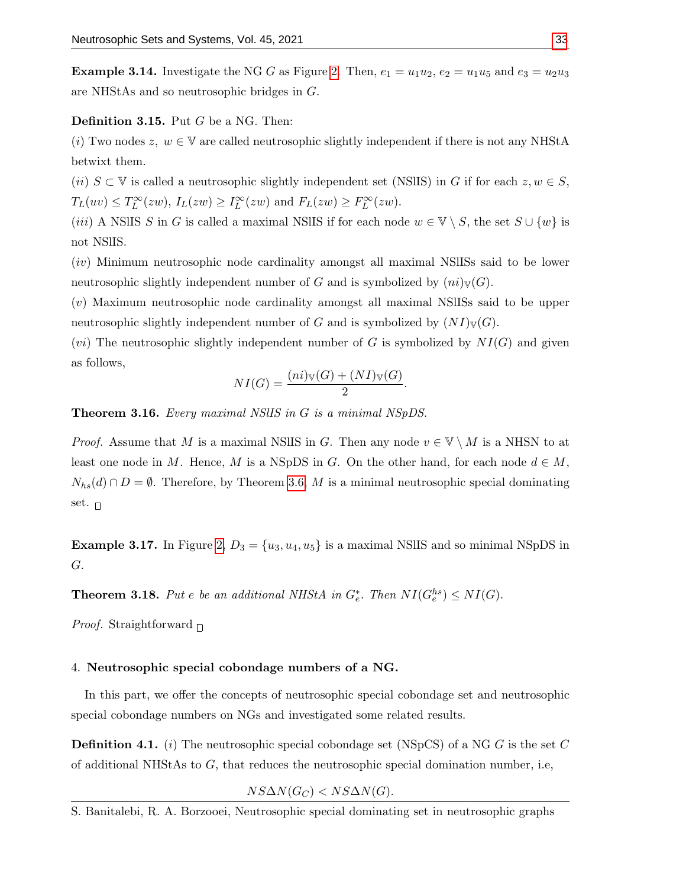**Example 3.14.** Investigate the NG $G$ as Figure 2. Then, $e_1 = u_1u_2$, $e_2 = u_1u_5$ and $e_3 = u_2u_3$ are NHStAs and so neutrosophic bridges in $G$.

**Definition 3.15.** Put $G$ be a NG. Then:

$(i)$ Two nodes $z,\ w \in \mathbb{V}$ are called neutrosophic slightly independent if there is not any NHStA betwixt them.

$(ii)$ $S \subset \mathbb{V}$ is called a neutrosophic slightly independent set (NSlIS) in $G$ if for each $z, w \in S$, $T_L(uv) \leq T_L^{\infty}(zw)$, $I_L(zw) \geq I_L^{\infty}(zw)$ and $F_L(zw) \geq F_L^{\infty}(zw)$.

$(iii)$ A NSlIS $S$ in $G$ is called a maximal NSlIS if for each node $w \in \mathbb{V} \setminus S$, the set $S \cup \{w\}$ is not NSlIS.

$(iv)$ Minimum neutrosophic node cardinality amongst all maximal NSlISs said to be lower neutrosophic slightly independent number of $G$ and is symbolized by $(ni)_{\mathbb{V}}(G)$.

$(v)$ Maximum neutrosophic node cardinality amongst all maximal NSlISs said to be upper neutrosophic slightly independent number of $G$ and is symbolized by $(NI)_{\mathbb{V}}(G)$.

$(vi)$ The neutrosophic slightly independent number of $G$ is symbolized by $NI(G)$ and given as follows,

$$NI(G) = \frac{(ni)_{\mathbb{V}}(G) + (NI)_{\mathbb{V}}(G)}{2}.$$

**Theorem 3.16.** *Every maximal NSlIS in G is a minimal NSpDS.*

*Proof.* Assume that $M$ is a maximal NSlIS in $G$. Then any node $v \in \mathbb{V} \setminus M$ is a NHSN to at least one node in $M$. Hence, $M$ is a NSpDS in $G$. On the other hand, for each node $d \in M$, $N_{hs}(d) \cap D = \emptyset$. Therefore, by Theorem 3.6, $M$ is a minimal neutrosophic special dominating set. □

**Example 3.17.** In Figure 2, $D_3 = \{u_3, u_4, u_5\}$ is a maximal NSlIS and so minimal NSpDS in $G$.

**Theorem 3.18.** *Put $e$ be an additional NHStA in $G_e^*$. Then $NI(G_e^{hs}) \leq NI(G)$.*

*Proof.* Straightforward □

## 4. Neutrosophic special cobondage numbers of a NG.

In this part, we offer the concepts of neutrosophic special cobondage set and neutrosophic special cobondage numbers on NGs and investigated some related results.

**Definition 4.1.** $(i)$ The neutrosophic special cobondage set (NSpCS) of a NG $G$ is the set $C$ of additional NHStAs to $G$, that reduces the neutrosophic special domination number, i.e,

$$NS\Delta N(G_C) < NS\Delta N(G).$$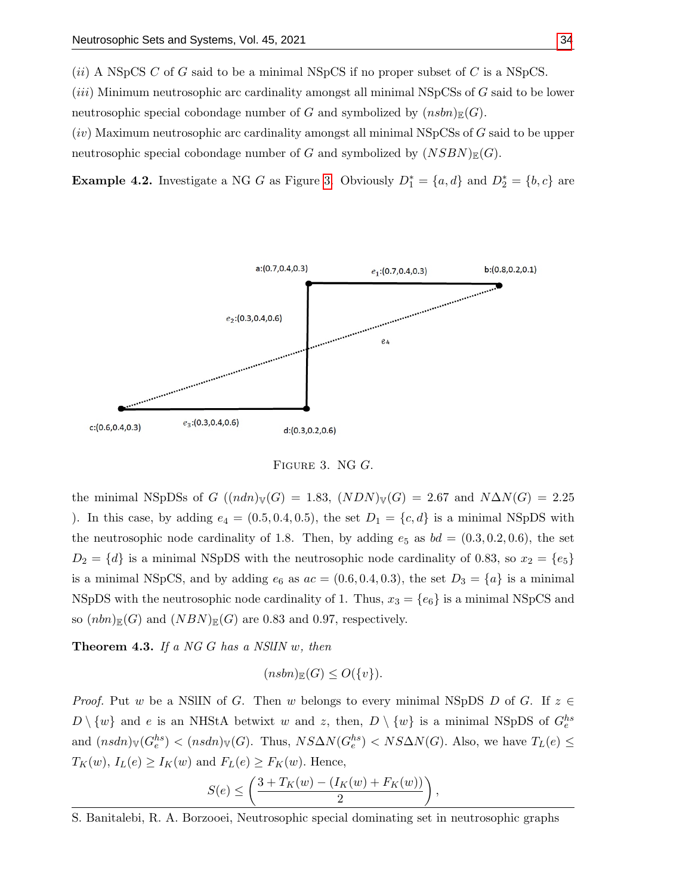$(ii)$ A NSpCS $C$ of $G$ said to be a minimal NSpCS if no proper subset of $C$ is a NSpCS.

$(iii)$ Minimum neutrosophic arc cardinality amongst all minimal NSpCSs of $G$ said to be lower neutrosophic special cobondage number of $G$ and symbolized by $(nsbn)_{\mathbb{E}}(G)$.

$(iv)$ Maximum neutrosophic arc cardinality amongst all minimal NSpCSs of $G$ said to be upper neutrosophic special cobondage number of $G$ and symbolized by $(NSBN)_{\mathbb{E}}(G)$.

**Example 4.2.** Investigate a NG $G$ as Figure 3. Obviously $D_1^* = \{a, d\}$ and $D_2^* = \{b, c\}$ are

a:(0.7,0.4,0.3) $e_1$:(0.7,0.4,0.3) b:(0.8,0.2,0.1)

$e_2$:(0.3,0.4,0.6) $e_4$

c:(0.6,0.4,0.3) $e_3$:(0.3,0.4,0.6) d:(0.3,0.2,0.6)

FIGURE 3. NG $G$.

the minimal NSpDSs of $G$ ($(ndn)_{\mathbb{V}}(G) = 1.83$, $(NDN)_{\mathbb{V}}(G) = 2.67$ and $N\Delta N(G) = 2.25$ ). In this case, by adding $e_4 = (0.5, 0.4, 0.5)$, the set $D_1 = \{c, d\}$ is a minimal NSpDS with the neutrosophic node cardinality of 1.8. Then, by adding $e_5$ as $bd = (0.3, 0.2, 0.6)$, the set $D_2 = \{d\}$ is a minimal NSpDS with the neutrosophic node cardinality of 0.83, so $x_2 = \{e_5\}$ is a minimal NSpCS, and by adding $e_6$ as $ac = (0.6, 0.4, 0.3)$, the set $D_3 = \{a\}$ is a minimal NSpDS with the neutrosophic node cardinality of 1. Thus, $x_3 = \{e_6\}$ is a minimal NSpCS and so $(nbn)_{\mathbb{E}}(G)$ and $(NBN)_{\mathbb{E}}(G)$ are 0.83 and 0.97, respectively.

**Theorem 4.3.** *If a NG $G$ has a NSlIN $w$, then*

$$(nsbn)_{\mathbb{E}}(G) \leq O(\{v\}).$$

*Proof.* Put $w$ be a NSlIN of $G$. Then $w$ belongs to every minimal NSpDS $D$ of $G$. If $z \in D \setminus \{w\}$ and $e$ is an NHStA betwixt $w$ and $z$, then, $D \setminus \{w\}$ is a minimal NSpDS of $G_e^{hs}$ and $(nsdn)_{\mathbb{V}}(G_e^{hs}) < (nsdn)_{\mathbb{V}}(G)$. Thus, $NS\Delta N(G_e^{hs}) < NS\Delta N(G)$. Also, we have $T_L(e) \leq T_K(w)$, $I_L(e) \geq I_K(w)$ and $F_L(e) \geq F_K(w)$. Hence,

$$S(e) \leq \left( \frac{3 + T_K(w) - (I_K(w) + F_K(w))}{2} \right),$$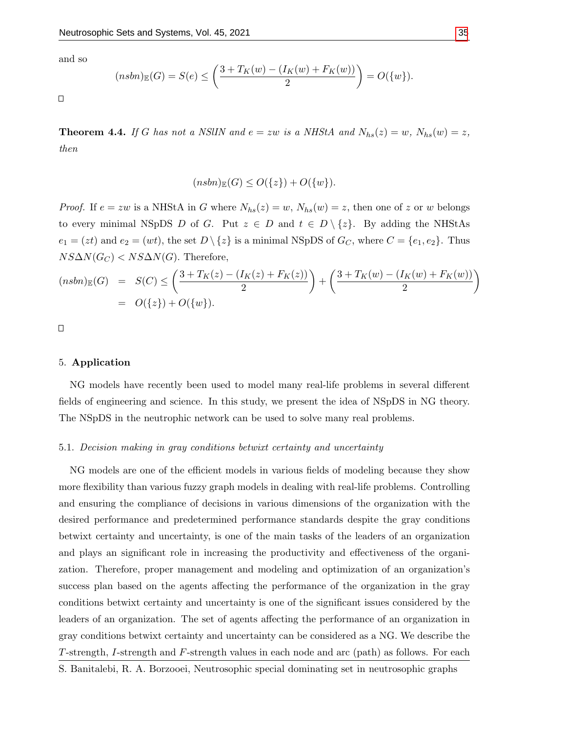and so

$$(nsbn)_{\mathbb{E}}(G) = S(e) \leq \left(\frac{3 + T_K(w) - (I_K(w) + F_K(w))}{2}\right) = O(\{w\}).$$

□

**Theorem 4.4.** *If $G$ has not a NSlIN and $e = zw$ is a NHStA and $N_{hs}(z) = w$, $N_{hs}(w) = z$, then*

$$(nsbn)_{\mathbb{E}}(G) \leq O(\{z\}) + O(\{w\}).$$

*Proof.* If $e = zw$ is a NHStA in $G$ where $N_{hs}(z) = w$, $N_{hs}(w) = z$, then one of $z$ or $w$ belongs to every minimal NSpDS $D$ of $G$. Put $z \in D$ and $t \in D \setminus \{z\}$. By adding the NHStAs $e_1 = (zt)$ and $e_2 = (wt)$, the set $D \setminus \{z\}$ is a minimal NSpDS of $G_C$, where $C = \{e_1, e_2\}$. Thus $NS\Delta N(G_C) < NS\Delta N(G)$. Therefore,

$$\begin{aligned}
(nsbn)_{\mathbb{E}}(G) &= S(C) \leq \left(\frac{3 + T_K(z) - (I_K(z) + F_K(z))}{2}\right) + \left(\frac{3 + T_K(w) - (I_K(w) + F_K(w))}{2}\right) \\
&= O(\{z\}) + O(\{w\}).
\end{aligned}$$

□

## 5. Application

NG models have recently been used to model many real-life problems in several different fields of engineering and science. In this study, we present the idea of NSpDS in NG theory. The NSpDS in the neutrophic network can be used to solve many real problems.

### 5.1. *Decision making in gray conditions betwixt certainty and uncertainty*

NG models are one of the efficient models in various fields of modeling because they show more flexibility than various fuzzy graph models in dealing with real-life problems. Controlling and ensuring the compliance of decisions in various dimensions of the organization with the desired performance and predetermined performance standards despite the gray conditions betwixt certainty and uncertainty, is one of the main tasks of the leaders of an organization and plays an significant role in increasing the productivity and effectiveness of the organization. Therefore, proper management and modeling and optimization of an organization's success plan based on the agents affecting the performance of the organization in the gray conditions betwixt certainty and uncertainty is one of the significant issues considered by the leaders of an organization. The set of agents affecting the performance of an organization in gray conditions betwixt certainty and uncertainty can be considered as a NG. We describe the $T$-strength, $I$-strength and $F$-strength values in each node and arc (path) as follows. For each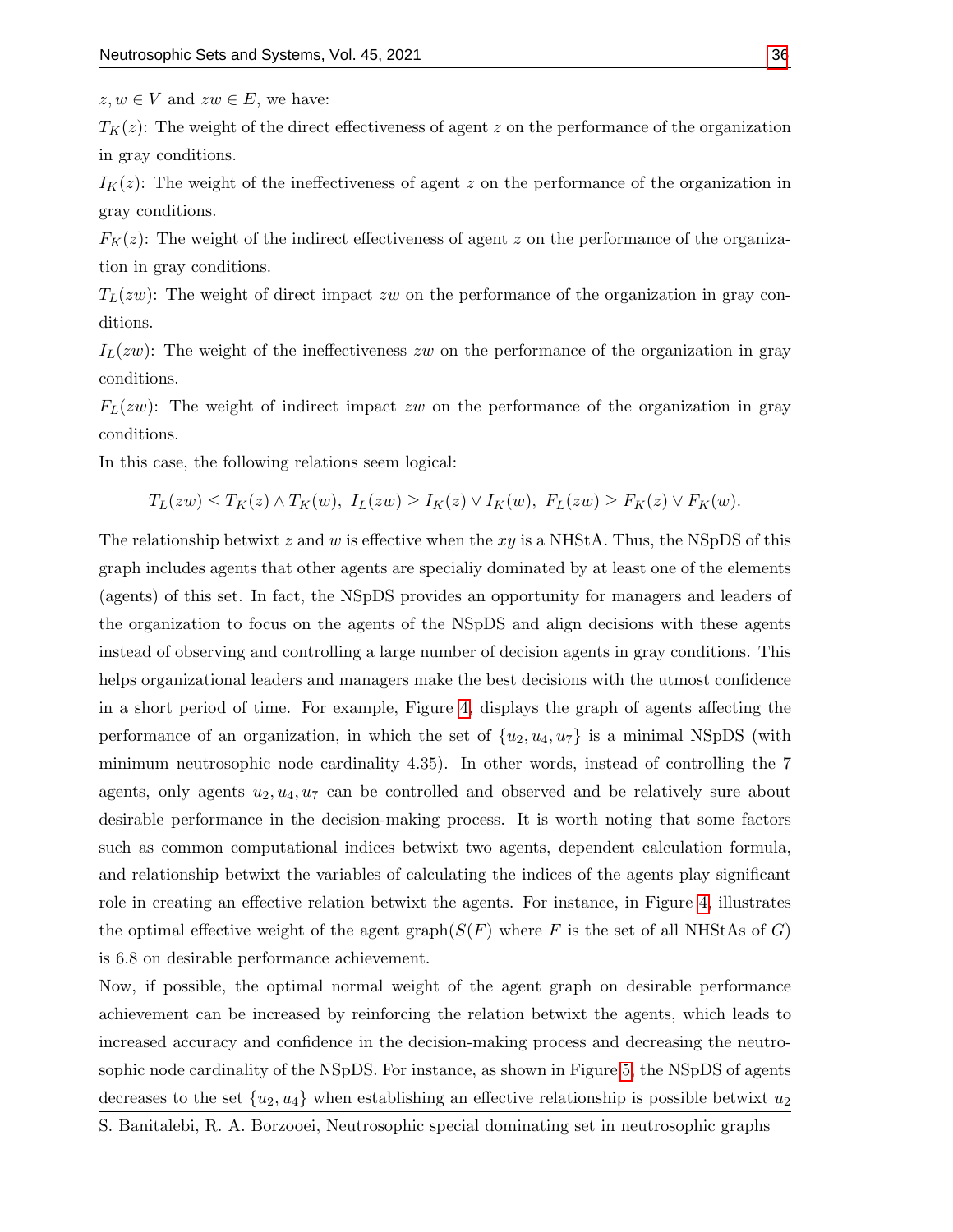$z, w \in V$ and $zw \in E$, we have:

$T_K(z)$: The weight of the direct effectiveness of agent $z$ on the performance of the organization in gray conditions.

$I_K(z)$: The weight of the ineffectiveness of agent $z$ on the performance of the organization in gray conditions.

$F_K(z)$: The weight of the indirect effectiveness of agent $z$ on the performance of the organization in gray conditions.

$T_L(zw)$: The weight of direct impact $zw$ on the performance of the organization in gray conditions.

$I_L(zw)$: The weight of the ineffectiveness $zw$ on the performance of the organization in gray conditions.

$F_L(zw)$: The weight of indirect impact $zw$ on the performance of the organization in gray conditions.

In this case, the following relations seem logical:

$$T_L(zw) \leq T_K(z) \wedge T_K(w), \; I_L(zw) \geq I_K(z) \vee I_K(w), \; F_L(zw) \geq F_K(z) \vee F_K(w).$$

The relationship betwixt $z$ and $w$ is effective when the $xy$ is a NHStA. Thus, the NSpDS of this graph includes agents that other agents are specialiy dominated by at least one of the elements (agents) of this set. In fact, the NSpDS provides an opportunity for managers and leaders of the organization to focus on the agents of the NSpDS and align decisions with these agents instead of observing and controlling a large number of decision agents in gray conditions. This helps organizational leaders and managers make the best decisions with the utmost confidence in a short period of time. For example, Figure 4, displays the graph of agents affecting the performance of an organization, in which the set of $\{u_2, u_4, u_7\}$ is a minimal NSpDS (with minimum neutrosophic node cardinality 4.35). In other words, instead of controlling the 7 agents, only agents $u_2, u_4, u_7$ can be controlled and observed and be relatively sure about desirable performance in the decision-making process. It is worth noting that some factors such as common computational indices betwixt two agents, dependent calculation formula, and relationship betwixt the variables of calculating the indices of the agents play significant role in creating an effective relation betwixt the agents. For instance, in Figure 4, illustrates the optimal effective weight of the agent graph($S(F)$ where $F$ is the set of all NHStAs of $G$) is 6.8 on desirable performance achievement.

Now, if possible, the optimal normal weight of the agent graph on desirable performance achievement can be increased by reinforcing the relation betwixt the agents, which leads to increased accuracy and confidence in the decision-making process and decreasing the neutrosophic node cardinality of the NSpDS. For instance, as shown in Figure 5, the NSpDS of agents decreases to the set $\{u_2, u_4\}$ when establishing an effective relationship is possible betwixt $u_2$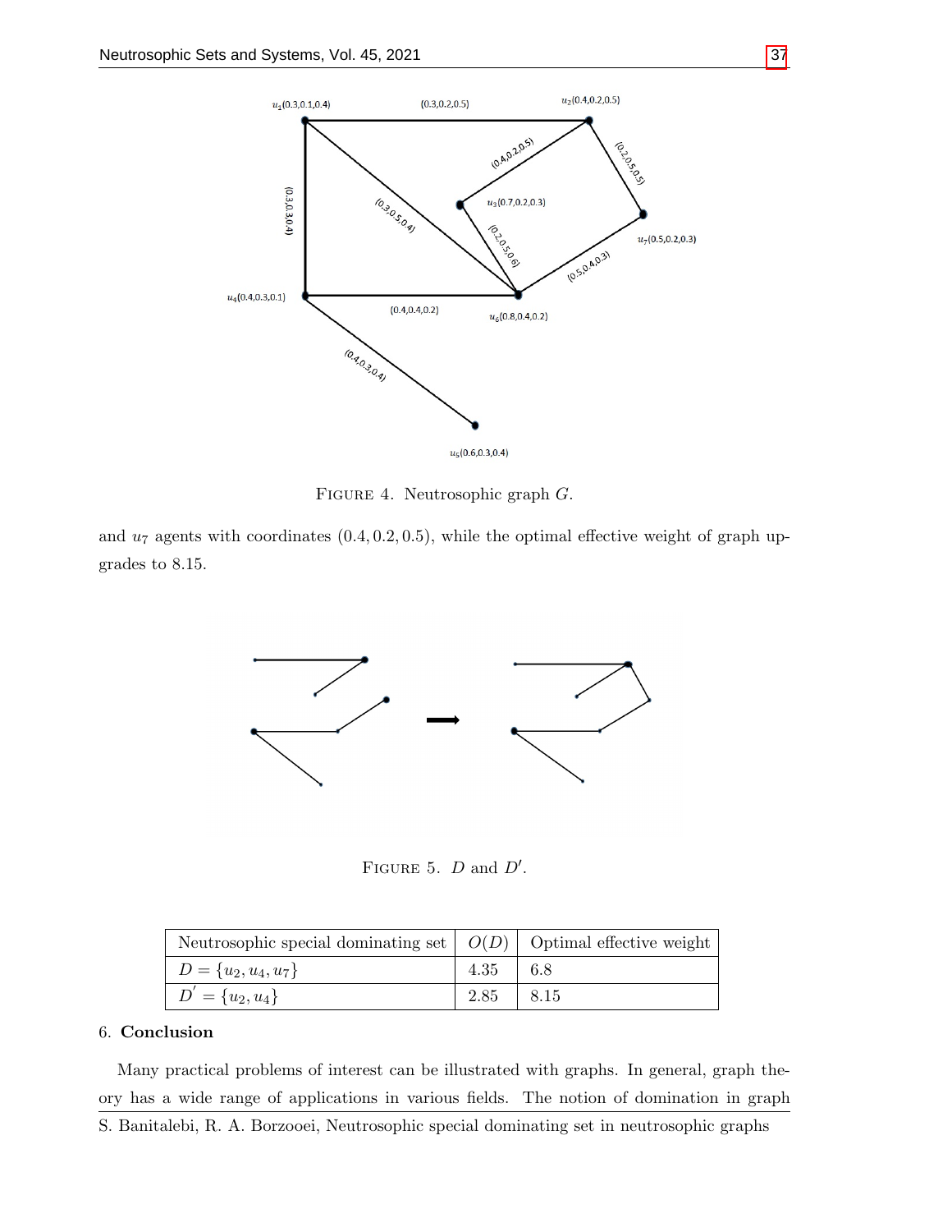FIGURE 4. Neutrosophic graph $G$.

and $u_7$ agents with coordinates $(0.4, 0.2, 0.5)$, while the optimal effective weight of graph upgrades to 8.15.

FIGURE 5. $D$ and $D'$.

| Neutrosophic special dominating set | $O(D)$ | Optimal effective weight |
|---|---|---|
| $D = \{u_2, u_4, u_7\}$ | 4.35 | 6.8 |
| $D^{'} = \{u_2, u_4\}$ | 2.85 | 8.15 |

## 6. Conclusion

Many practical problems of interest can be illustrated with graphs. In general, graph theory has a wide range of applications in various fields. The notion of domination in graph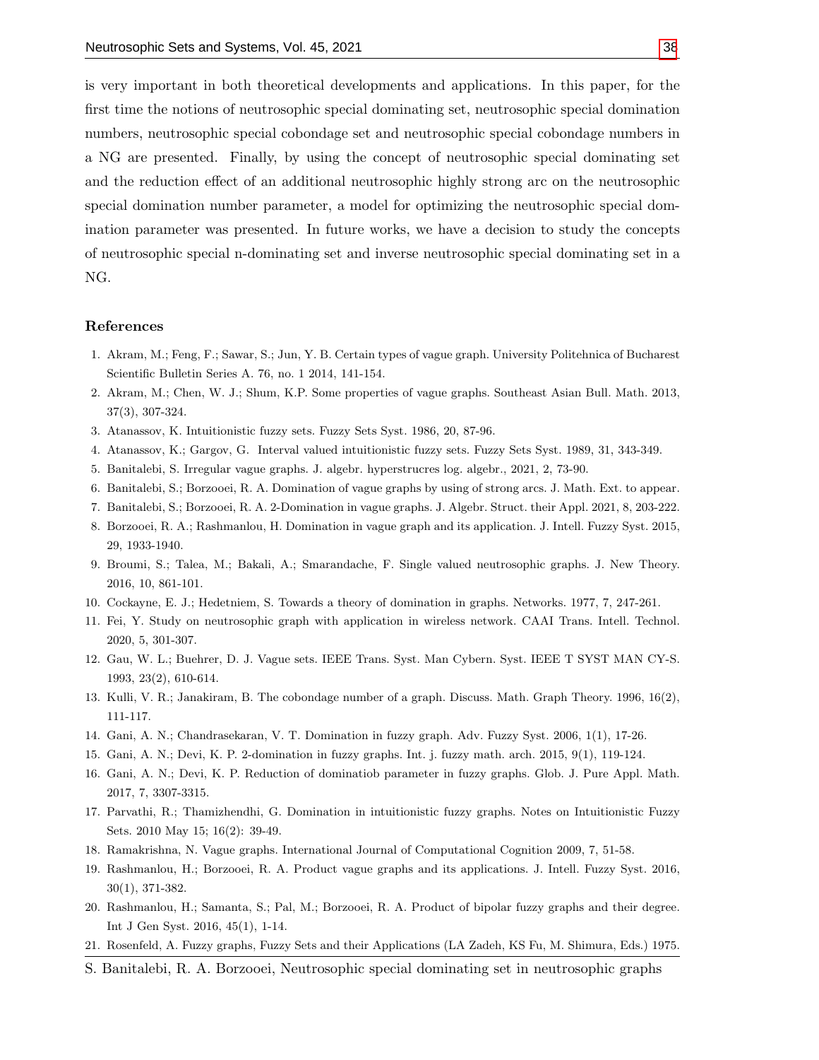is very important in both theoretical developments and applications. In this paper, for the first time the notions of neutrosophic special dominating set, neutrosophic special domination numbers, neutrosophic special cobondage set and neutrosophic special cobondage numbers in a NG are presented. Finally, by using the concept of neutrosophic special dominating set and the reduction effect of an additional neutrosophic highly strong arc on the neutrosophic special domination number parameter, a model for optimizing the neutrosophic special domination parameter was presented. In future works, we have a decision to study the concepts of neutrosophic special n-dominating set and inverse neutrosophic special dominating set in a NG.

## References

1. Akram, M.; Feng, F.; Sawar, S.; Jun, Y. B. Certain types of vague graph. University Politehnica of Bucharest Scientific Bulletin Series A. 76, no. 1 2014, 141-154.
2. Akram, M.; Chen, W. J.; Shum, K.P. Some properties of vague graphs. Southeast Asian Bull. Math. 2013, 37(3), 307-324.
3. Atanassov, K. Intuitionistic fuzzy sets. Fuzzy Sets Syst. 1986, 20, 87-96.
4. Atanassov, K.; Gargov, G. Interval valued intuitionistic fuzzy sets. Fuzzy Sets Syst. 1989, 31, 343-349.
5. Banitalebi, S. Irregular vague graphs. J. algebr. hyperstrucres log. algebr., 2021, 2, 73-90.
6. Banitalebi, S.; Borzooei, R. A. Domination of vague graphs by using of strong arcs. J. Math. Ext. to appear.
7. Banitalebi, S.; Borzooei, R. A. 2-Domination in vague graphs. J. Algebr. Struct. their Appl. 2021, 8, 203-222.
8. Borzooei, R. A.; Rashmanlou, H. Domination in vague graph and its application. J. Intell. Fuzzy Syst. 2015, 29, 1933-1940.
9. Broumi, S.; Talea, M.; Bakali, A.; Smarandache, F. Single valued neutrosophic graphs. J. New Theory. 2016, 10, 861-101.
10. Cockayne, E. J.; Hedetniem, S. Towards a theory of domination in graphs. Networks. 1977, 7, 247-261.
11. Fei, Y. Study on neutrosophic graph with application in wireless network. CAAI Trans. Intell. Technol. 2020, 5, 301-307.
12. Gau, W. L.; Buehrer, D. J. Vague sets. IEEE Trans. Syst. Man Cybern. Syst. IEEE T SYST MAN CY-S. 1993, 23(2), 610-614.
13. Kulli, V. R.; Janakiram, B. The cobondage number of a graph. Discuss. Math. Graph Theory. 1996, 16(2), 111-117.
14. Gani, A. N.; Chandrasekaran, V. T. Domination in fuzzy graph. Adv. Fuzzy Syst. 2006, 1(1), 17-26.
15. Gani, A. N.; Devi, K. P. 2-domination in fuzzy graphs. Int. j. fuzzy math. arch. 2015, 9(1), 119-124.
16. Gani, A. N.; Devi, K. P. Reduction of dominatiob parameter in fuzzy graphs. Glob. J. Pure Appl. Math. 2017, 7, 3307-3315.
17. Parvathi, R.; Thamizhendhi, G. Domination in intuitionistic fuzzy graphs. Notes on Intuitionistic Fuzzy Sets. 2010 May 15; 16(2): 39-49.
18. Ramakrishna, N. Vague graphs. International Journal of Computational Cognition 2009, 7, 51-58.
19. Rashmanlou, H.; Borzooei, R. A. Product vague graphs and its applications. J. Intell. Fuzzy Syst. 2016, 30(1), 371-382.
20. Rashmanlou, H.; Samanta, S.; Pal, M.; Borzooei, R. A. Product of bipolar fuzzy graphs and their degree. Int J Gen Syst. 2016, 45(1), 1-14.
21. Rosenfeld, A. Fuzzy graphs, Fuzzy Sets and their Applications (LA Zadeh, KS Fu, M. Shimura, Eds.) 1975.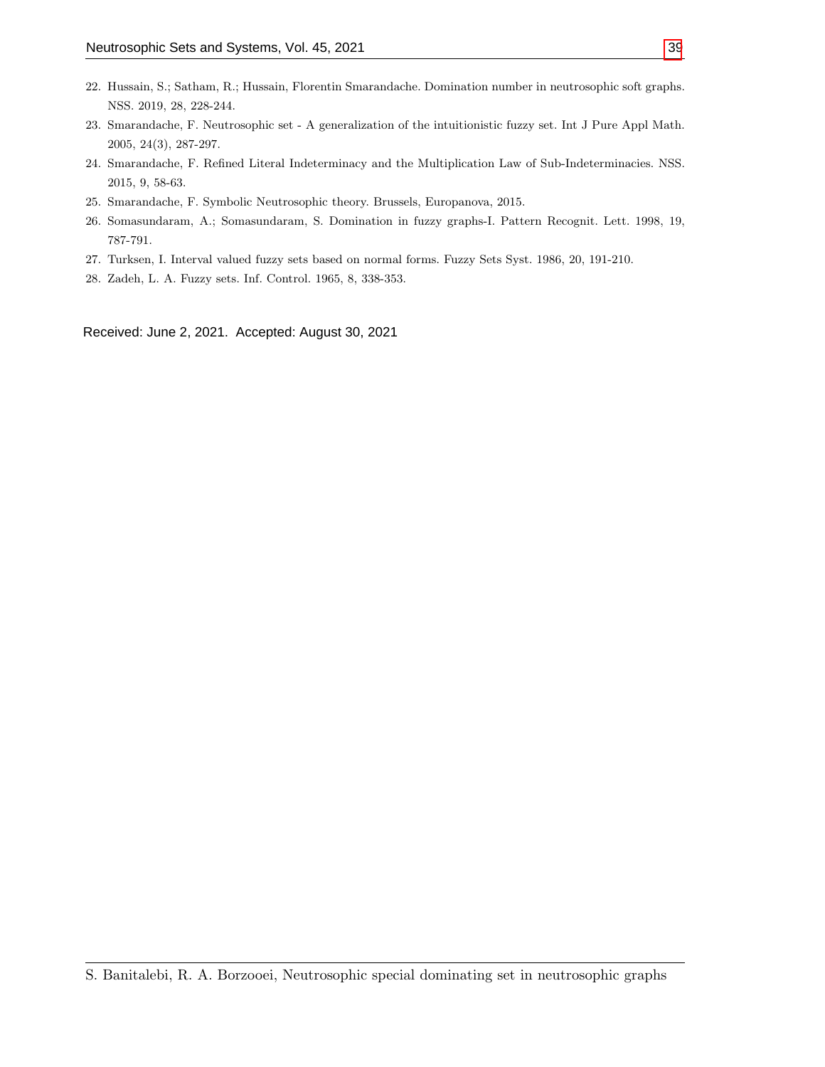22. Hussain, S.; Satham, R.; Hussain, Florentin Smarandache. Domination number in neutrosophic soft graphs. NSS. 2019, 28, 228-244.
23. Smarandache, F. Neutrosophic set - A generalization of the intuitionistic fuzzy set. Int J Pure Appl Math. 2005, 24(3), 287-297.
24. Smarandache, F. Refined Literal Indeterminacy and the Multiplication Law of Sub-Indeterminacies. NSS. 2015, 9, 58-63.
25. Smarandache, F. Symbolic Neutrosophic theory. Brussels, Europanova, 2015.
26. Somasundaram, A.; Somasundaram, S. Domination in fuzzy graphs-I. Pattern Recognit. Lett. 1998, 19, 787-791.
27. Turksen, I. Interval valued fuzzy sets based on normal forms. Fuzzy Sets Syst. 1986, 20, 191-210.
28. Zadeh, L. A. Fuzzy sets. Inf. Control. 1965, 8, 338-353.

Received: June 2, 2021. Accepted: August 30, 2021